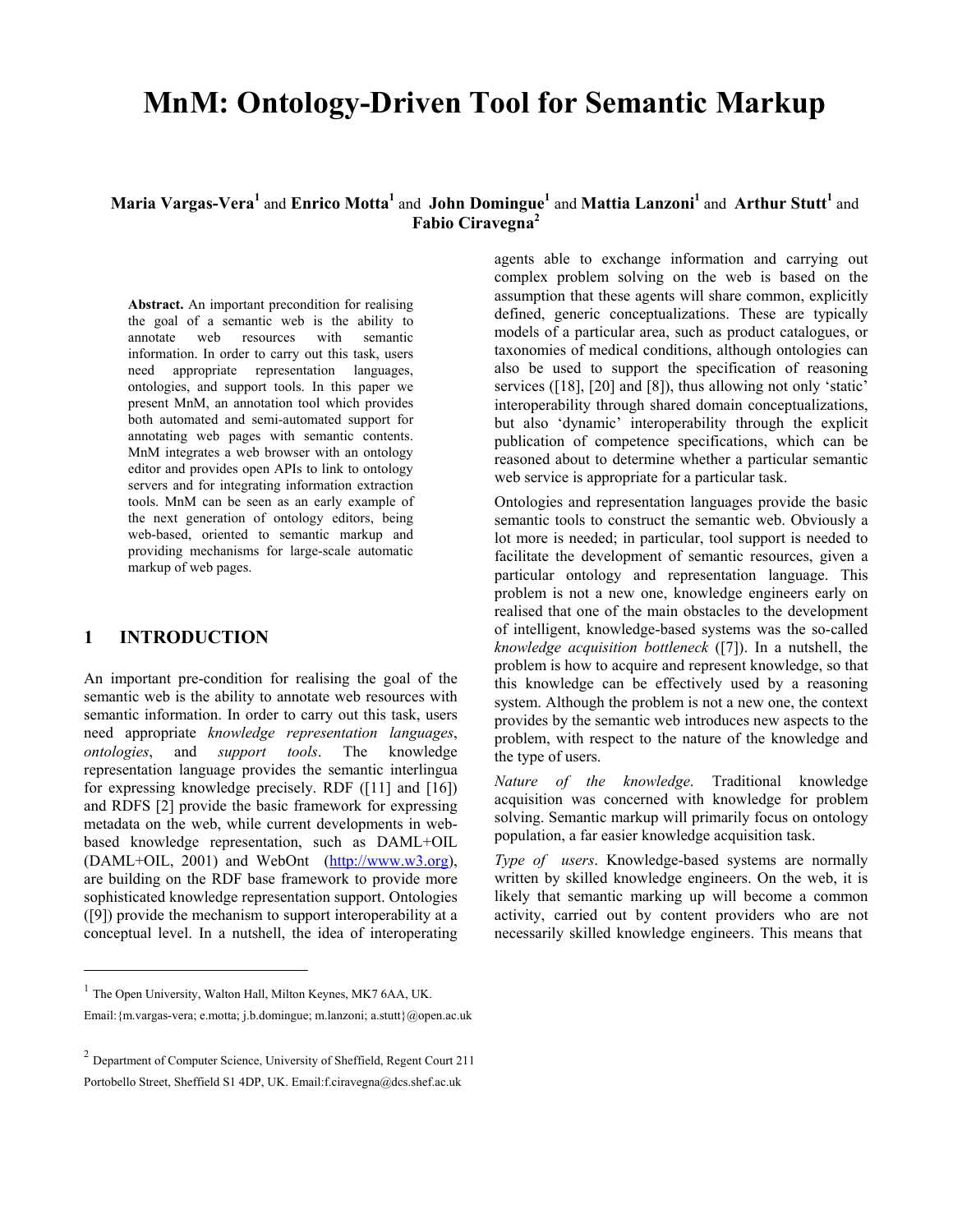# MnM: Ontology-Driven Tool for Semantic Markup

**Maria Vargas-Vera**[1] and **Enrico Motta**[1] and **John Domingue**[1] and **Mattia Lanzoni**[1] and **Arthur Stutt**[1] and **Fabio Ciravegna**[2]

**Abstract.** An important precondition for realising the goal of a semantic web is the ability to annotate web resources with semantic information. In order to carry out this task, users need appropriate representation languages, ontologies, and support tools. In this paper we present MnM, an annotation tool which provides both automated and semi-automated support for annotating web pages with semantic contents. MnM integrates a web browser with an ontology editor and provides open APIs to link to ontology servers and for integrating information extraction tools. MnM can be seen as an early example of the next generation of ontology editors, being web-based, oriented to semantic markup and providing mechanisms for large-scale automatic markup of web pages.

## 1 INTRODUCTION

An important pre-condition for realising the goal of the semantic web is the ability to annotate web resources with semantic information. In order to carry out this task, users need appropriate *knowledge representation languages*, *ontologies*, and *support tools*. The knowledge representation language provides the semantic interlingua for expressing knowledge precisely. RDF ([11] and [16]) and RDFS [2] provide the basic framework for expressing metadata on the web, while current developments in web-based knowledge representation, such as DAML+OIL (DAML+OIL, 2001) and WebOnt (http://www.w3.org), are building on the RDF base framework to provide more sophisticated knowledge representation support. Ontologies ([9]) provide the mechanism to support interoperability at a conceptual level. In a nutshell, the idea of interoperating agents able to exchange information and carrying out complex problem solving on the web is based on the assumption that these agents will share common, explicitly defined, generic conceptualizations. These are typically models of a particular area, such as product catalogues, or taxonomies of medical conditions, although ontologies can also be used to support the specification of reasoning services ([18], [20] and [8]), thus allowing not only 'static' interoperability through shared domain conceptualizations, but also 'dynamic' interoperability through the explicit publication of competence specifications, which can be reasoned about to determine whether a particular semantic web service is appropriate for a particular task.

Ontologies and representation languages provide the basic semantic tools to construct the semantic web. Obviously a lot more is needed; in particular, tool support is needed to facilitate the development of semantic resources, given a particular ontology and representation language. This problem is not a new one, knowledge engineers early on realised that one of the main obstacles to the development of intelligent, knowledge-based systems was the so-called *knowledge acquisition bottleneck* ([7]). In a nutshell, the problem is how to acquire and represent knowledge, so that this knowledge can be effectively used by a reasoning system. Although the problem is not a new one, the context provides by the semantic web introduces new aspects to the problem, with respect to the nature of the knowledge and the type of users.

*Nature of the knowledge*. Traditional knowledge acquisition was concerned with knowledge for problem solving. Semantic markup will primarily focus on ontology population, a far easier knowledge acquisition task.

*Type of users*. Knowledge-based systems are normally written by skilled knowledge engineers. On the web, it is likely that semantic marking up will become a common activity, carried out by content providers who are not necessarily skilled knowledge engineers. This means that

[1] The Open University, Walton Hall, Milton Keynes, MK7 6AA, UK. Email:{m.vargas-vera; e.motta; j.b.domingue; m.lanzoni; a.stutt}@open.ac.uk

[2] Department of Computer Science, University of Sheffield, Regent Court 211 Portobello Street, Sheffield S1 4DP, UK. Email:f.ciravegna@dcs.shef.ac.uk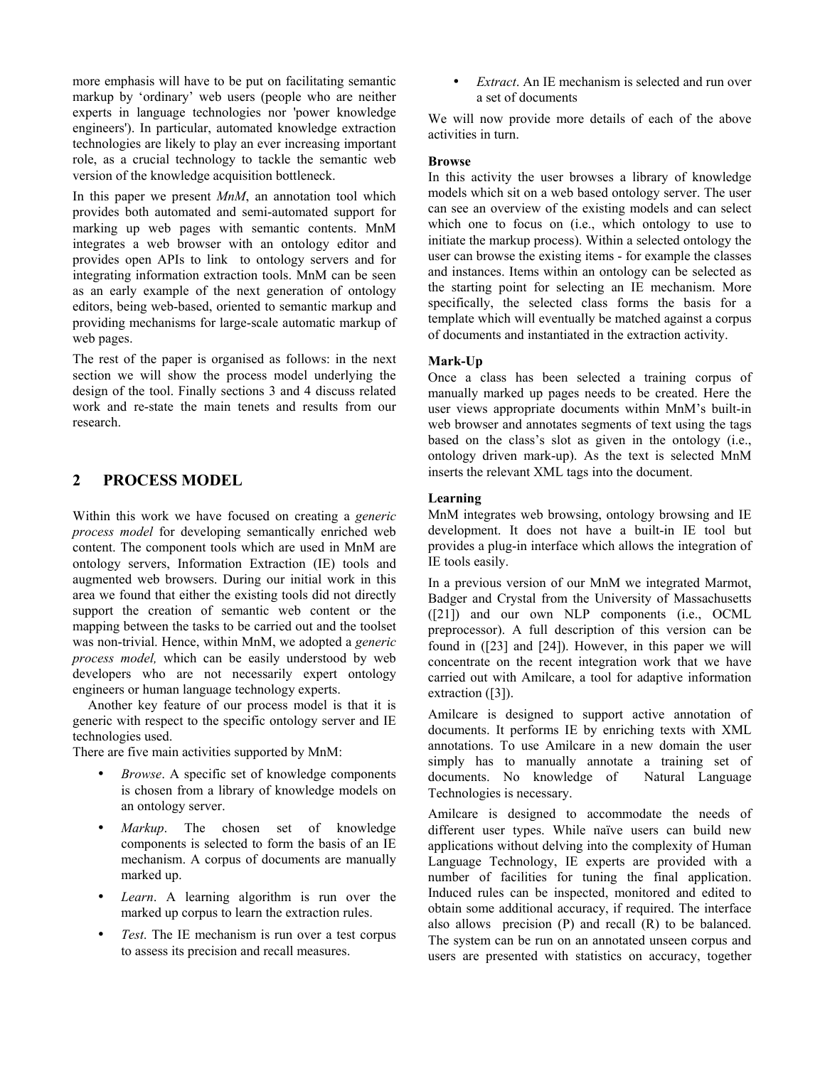more emphasis will have to be put on facilitating semantic markup by 'ordinary' web users (people who are neither experts in language technologies nor 'power knowledge engineers'). In particular, automated knowledge extraction technologies are likely to play an ever increasing important role, as a crucial technology to tackle the semantic web version of the knowledge acquisition bottleneck.

In this paper we present *MnM*, an annotation tool which provides both automated and semi-automated support for marking up web pages with semantic contents. MnM integrates a web browser with an ontology editor and provides open APIs to link to ontology servers and for integrating information extraction tools. MnM can be seen as an early example of the next generation of ontology editors, being web-based, oriented to semantic markup and providing mechanisms for large-scale automatic markup of web pages.

The rest of the paper is organised as follows: in the next section we will show the process model underlying the design of the tool. Finally sections 3 and 4 discuss related work and re-state the main tenets and results from our research.

## 2 PROCESS MODEL

Within this work we have focused on creating a *generic process model* for developing semantically enriched web content. The component tools which are used in MnM are ontology servers, Information Extraction (IE) tools and augmented web browsers. During our initial work in this area we found that either the existing tools did not directly support the creation of semantic web content or the mapping between the tasks to be carried out and the toolset was non-trivial. Hence, within MnM, we adopted a *generic process model,* which can be easily understood by web developers who are not necessarily expert ontology engineers or human language technology experts.

Another key feature of our process model is that it is generic with respect to the specific ontology server and IE technologies used.

There are five main activities supported by MnM:

- *Browse*. A specific set of knowledge components is chosen from a library of knowledge models on an ontology server.
- *Markup*. The chosen set of knowledge components is selected to form the basis of an IE mechanism. A corpus of documents are manually marked up.
- *Learn*. A learning algorithm is run over the marked up corpus to learn the extraction rules.
- *Test*. The IE mechanism is run over a test corpus to assess its precision and recall measures.
- *Extract*. An IE mechanism is selected and run over a set of documents

We will now provide more details of each of the above activities in turn.

**Browse**

In this activity the user browses a library of knowledge models which sit on a web based ontology server. The user can see an overview of the existing models and can select which one to focus on (i.e., which ontology to use to initiate the markup process). Within a selected ontology the user can browse the existing items - for example the classes and instances. Items within an ontology can be selected as the starting point for selecting an IE mechanism. More specifically, the selected class forms the basis for a template which will eventually be matched against a corpus of documents and instantiated in the extraction activity.

**Mark-Up**

Once a class has been selected a training corpus of manually marked up pages needs to be created. Here the user views appropriate documents within MnM's built-in web browser and annotates segments of text using the tags based on the class's slot as given in the ontology (i.e., ontology driven mark-up). As the text is selected MnM inserts the relevant XML tags into the document.

**Learning**

MnM integrates web browsing, ontology browsing and IE development. It does not have a built-in IE tool but provides a plug-in interface which allows the integration of IE tools easily.

In a previous version of our MnM we integrated Marmot, Badger and Crystal from the University of Massachusetts ([21]) and our own NLP components (i.e., OCML preprocessor). A full description of this version can be found in ([23] and [24]). However, in this paper we will concentrate on the recent integration work that we have carried out with Amilcare, a tool for adaptive information extraction ([3]).

Amilcare is designed to support active annotation of documents. It performs IE by enriching texts with XML annotations. To use Amilcare in a new domain the user simply has to manually annotate a training set of documents. No knowledge of Natural Language Technologies is necessary.

Amilcare is designed to accommodate the needs of different user types. While naïve users can build new applications without delving into the complexity of Human Language Technology, IE experts are provided with a number of facilities for tuning the final application. Induced rules can be inspected, monitored and edited to obtain some additional accuracy, if required. The interface also allows precision (P) and recall (R) to be balanced. The system can be run on an annotated unseen corpus and users are presented with statistics on accuracy, together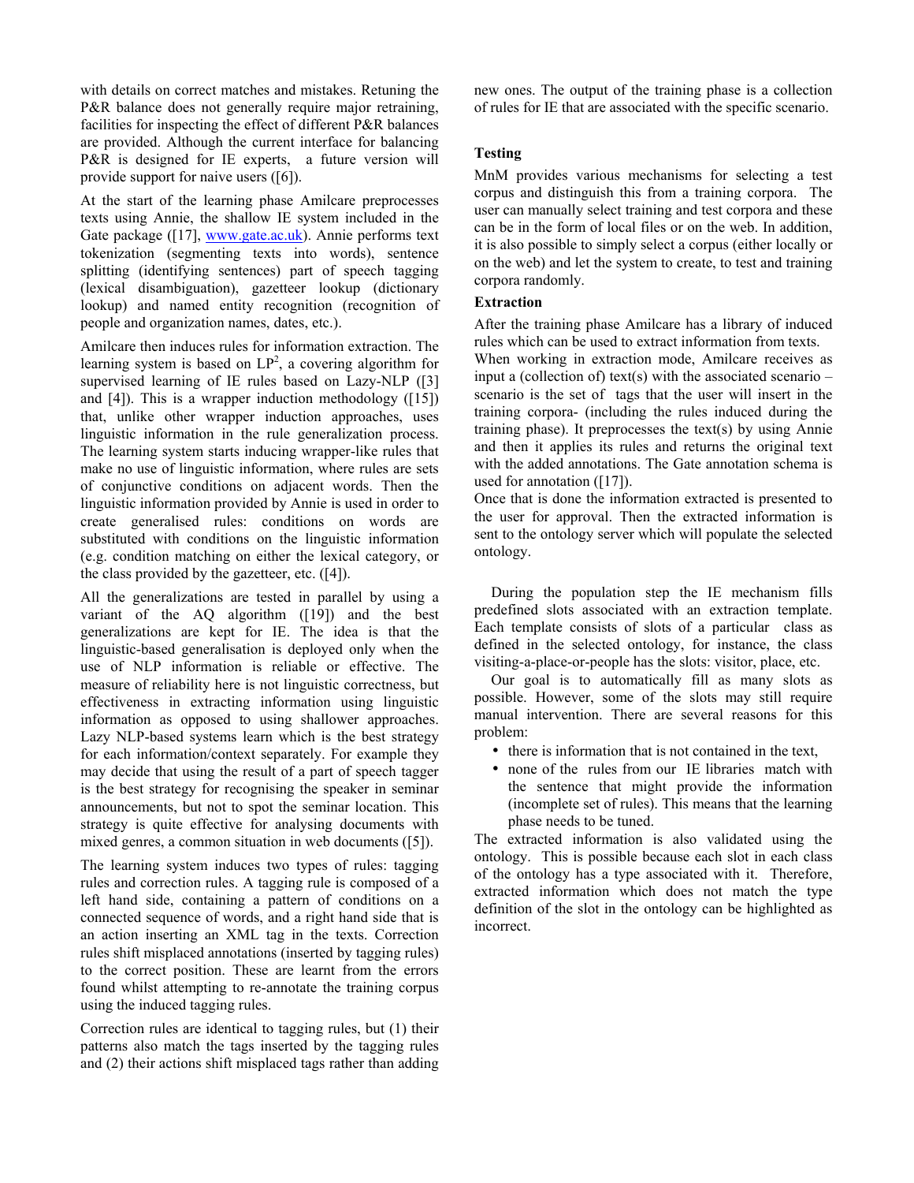with details on correct matches and mistakes. Retuning the P&R balance does not generally require major retraining, facilities for inspecting the effect of different P&R balances are provided. Although the current interface for balancing P&R is designed for IE experts, a future version will provide support for naive users ([6]).

At the start of the learning phase Amilcare preprocesses texts using Annie, the shallow IE system included in the Gate package ([17], www.gate.ac.uk). Annie performs text tokenization (segmenting texts into words), sentence splitting (identifying sentences) part of speech tagging (lexical disambiguation), gazetteer lookup (dictionary lookup) and named entity recognition (recognition of people and organization names, dates, etc.).

Amilcare then induces rules for information extraction. The learning system is based on $LP^2$, a covering algorithm for supervised learning of IE rules based on Lazy-NLP ([3] and [4]). This is a wrapper induction methodology ([15]) that, unlike other wrapper induction approaches, uses linguistic information in the rule generalization process. The learning system starts inducing wrapper-like rules that make no use of linguistic information, where rules are sets of conjunctive conditions on adjacent words. Then the linguistic information provided by Annie is used in order to create generalised rules: conditions on words are substituted with conditions on the linguistic information (e.g. condition matching on either the lexical category, or the class provided by the gazetteer, etc. ([4]).

All the generalizations are tested in parallel by using a variant of the AQ algorithm ([19]) and the best generalizations are kept for IE. The idea is that the linguistic-based generalisation is deployed only when the use of NLP information is reliable or effective. The measure of reliability here is not linguistic correctness, but effectiveness in extracting information using linguistic information as opposed to using shallower approaches. Lazy NLP-based systems learn which is the best strategy for each information/context separately. For example they may decide that using the result of a part of speech tagger is the best strategy for recognising the speaker in seminar announcements, but not to spot the seminar location. This strategy is quite effective for analysing documents with mixed genres, a common situation in web documents ([5]).

The learning system induces two types of rules: tagging rules and correction rules. A tagging rule is composed of a left hand side, containing a pattern of conditions on a connected sequence of words, and a right hand side that is an action inserting an XML tag in the texts. Correction rules shift misplaced annotations (inserted by tagging rules) to the correct position. These are learnt from the errors found whilst attempting to re-annotate the training corpus using the induced tagging rules.

Correction rules are identical to tagging rules, but (1) their patterns also match the tags inserted by the tagging rules and (2) their actions shift misplaced tags rather than adding new ones. The output of the training phase is a collection of rules for IE that are associated with the specific scenario.

**Testing**

MnM provides various mechanisms for selecting a test corpus and distinguish this from a training corpora. The user can manually select training and test corpora and these can be in the form of local files or on the web. In addition, it is also possible to simply select a corpus (either locally or on the web) and let the system to create, to test and training corpora randomly.

**Extraction**

After the training phase Amilcare has a library of induced rules which can be used to extract information from texts.
When working in extraction mode, Amilcare receives as input a (collection of) text(s) with the associated scenario – scenario is the set of tags that the user will insert in the training corpora- (including the rules induced during the training phase). It preprocesses the text(s) by using Annie and then it applies its rules and returns the original text with the added annotations. The Gate annotation schema is used for annotation ([17]).
Once that is done the information extracted is presented to the user for approval. Then the extracted information is sent to the ontology server which will populate the selected ontology.

During the population step the IE mechanism fills predefined slots associated with an extraction template. Each template consists of slots of a particular class as defined in the selected ontology, for instance, the class visiting-a-place-or-people has the slots: visitor, place, etc.

Our goal is to automatically fill as many slots as possible. However, some of the slots may still require manual intervention. There are several reasons for this problem:

- there is information that is not contained in the text,
- none of the rules from our IE libraries match with the sentence that might provide the information (incomplete set of rules). This means that the learning phase needs to be tuned.

The extracted information is also validated using the ontology. This is possible because each slot in each class of the ontology has a type associated with it. Therefore, extracted information which does not match the type definition of the slot in the ontology can be highlighted as incorrect.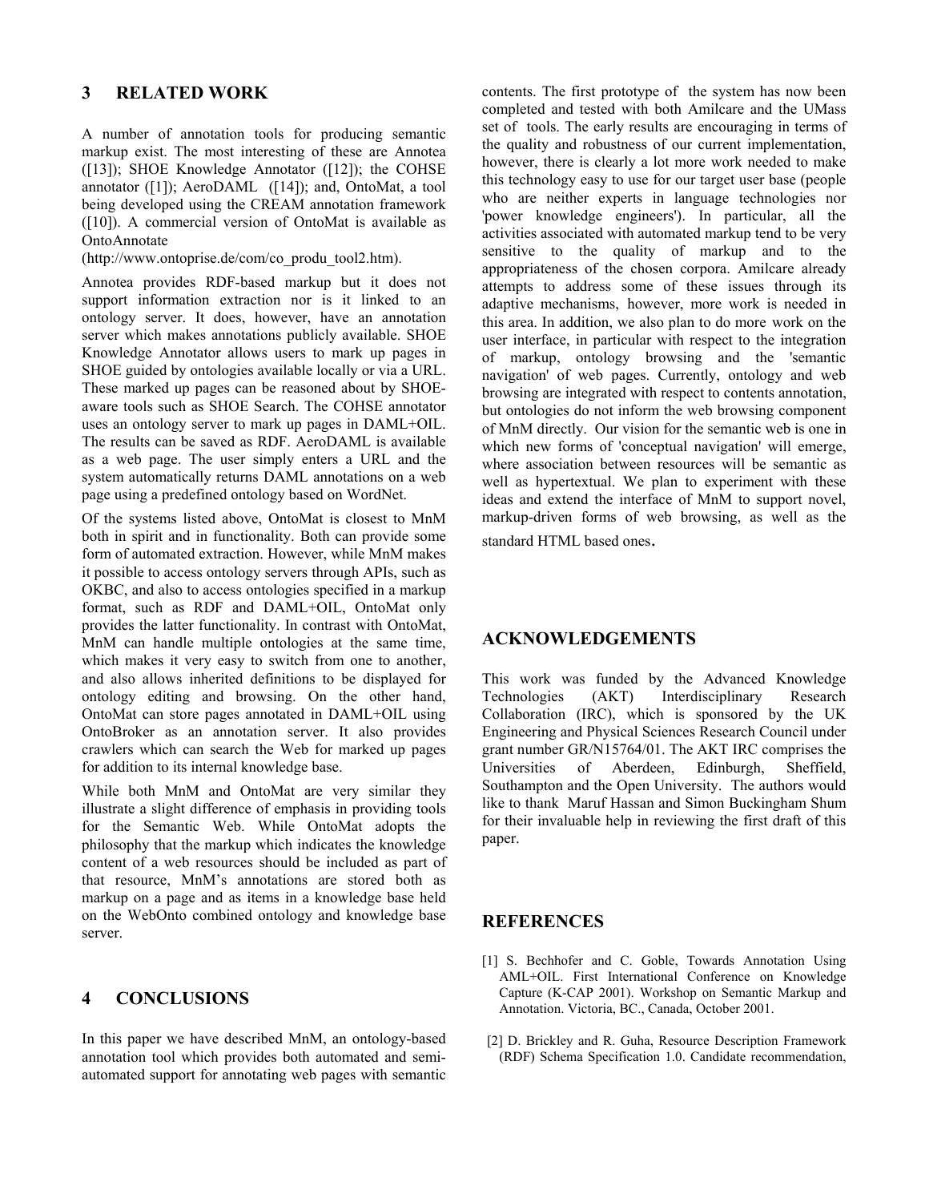## 3 RELATED WORK

A number of annotation tools for producing semantic markup exist. The most interesting of these are Annotea ([13]); SHOE Knowledge Annotator ([12]); the COHSE annotator ([1]); AeroDAML ([14]); and, OntoMat, a tool being developed using the CREAM annotation framework ([10]). A commercial version of OntoMat is available as OntoAnnotate (http://www.ontoprise.de/com/co_produ_tool2.htm).

Annotea provides RDF-based markup but it does not support information extraction nor is it linked to an ontology server. It does, however, have an annotation server which makes annotations publicly available. SHOE Knowledge Annotator allows users to mark up pages in SHOE guided by ontologies available locally or via a URL. These marked up pages can be reasoned about by SHOE-aware tools such as SHOE Search. The COHSE annotator uses an ontology server to mark up pages in DAML+OIL. The results can be saved as RDF. AeroDAML is available as a web page. The user simply enters a URL and the system automatically returns DAML annotations on a web page using a predefined ontology based on WordNet.

Of the systems listed above, OntoMat is closest to MnM both in spirit and in functionality. Both can provide some form of automated extraction. However, while MnM makes it possible to access ontology servers through APIs, such as OKBC, and also to access ontologies specified in a markup format, such as RDF and DAML+OIL, OntoMat only provides the latter functionality. In contrast with OntoMat, MnM can handle multiple ontologies at the same time, which makes it very easy to switch from one to another, and also allows inherited definitions to be displayed for ontology editing and browsing. On the other hand, OntoMat can store pages annotated in DAML+OIL using OntoBroker as an annotation server. It also provides crawlers which can search the Web for marked up pages for addition to its internal knowledge base.

While both MnM and OntoMat are very similar they illustrate a slight difference of emphasis in providing tools for the Semantic Web. While OntoMat adopts the philosophy that the markup which indicates the knowledge content of a web resources should be included as part of that resource, MnM's annotations are stored both as markup on a page and as items in a knowledge base held on the WebOnto combined ontology and knowledge base server.

## 4 CONCLUSIONS

In this paper we have described MnM, an ontology-based annotation tool which provides both automated and semi-automated support for annotating web pages with semantic contents. The first prototype of the system has now been completed and tested with both Amilcare and the UMass set of tools. The early results are encouraging in terms of the quality and robustness of our current implementation, however, there is clearly a lot more work needed to make this technology easy to use for our target user base (people who are neither experts in language technologies nor 'power knowledge engineers'). In particular, all the activities associated with automated markup tend to be very sensitive to the quality of markup and to the appropriateness of the chosen corpora. Amilcare already attempts to address some of these issues through its adaptive mechanisms, however, more work is needed in this area. In addition, we also plan to do more work on the user interface, in particular with respect to the integration of markup, ontology browsing and the 'semantic navigation' of web pages. Currently, ontology and web browsing are integrated with respect to contents annotation, but ontologies do not inform the web browsing component of MnM directly. Our vision for the semantic web is one in which new forms of 'conceptual navigation' will emerge, where association between resources will be semantic as well as hypertextual. We plan to experiment with these ideas and extend the interface of MnM to support novel, markup-driven forms of web browsing, as well as the standard HTML based ones.

## ACKNOWLEDGEMENTS

This work was funded by the Advanced Knowledge Technologies (AKT) Interdisciplinary Research Collaboration (IRC), which is sponsored by the UK Engineering and Physical Sciences Research Council under grant number GR/N15764/01. The AKT IRC comprises the Universities of Aberdeen, Edinburgh, Sheffield, Southampton and the Open University. The authors would like to thank Maruf Hassan and Simon Buckingham Shum for their invaluable help in reviewing the first draft of this paper.

## REFERENCES

[1] S. Bechhofer and C. Goble, Towards Annotation Using AML+OIL. First International Conference on Knowledge Capture (K-CAP 2001). Workshop on Semantic Markup and Annotation. Victoria, BC., Canada, October 2001.

[2] D. Brickley and R. Guha, Resource Description Framework (RDF) Schema Specification 1.0. Candidate recommendation,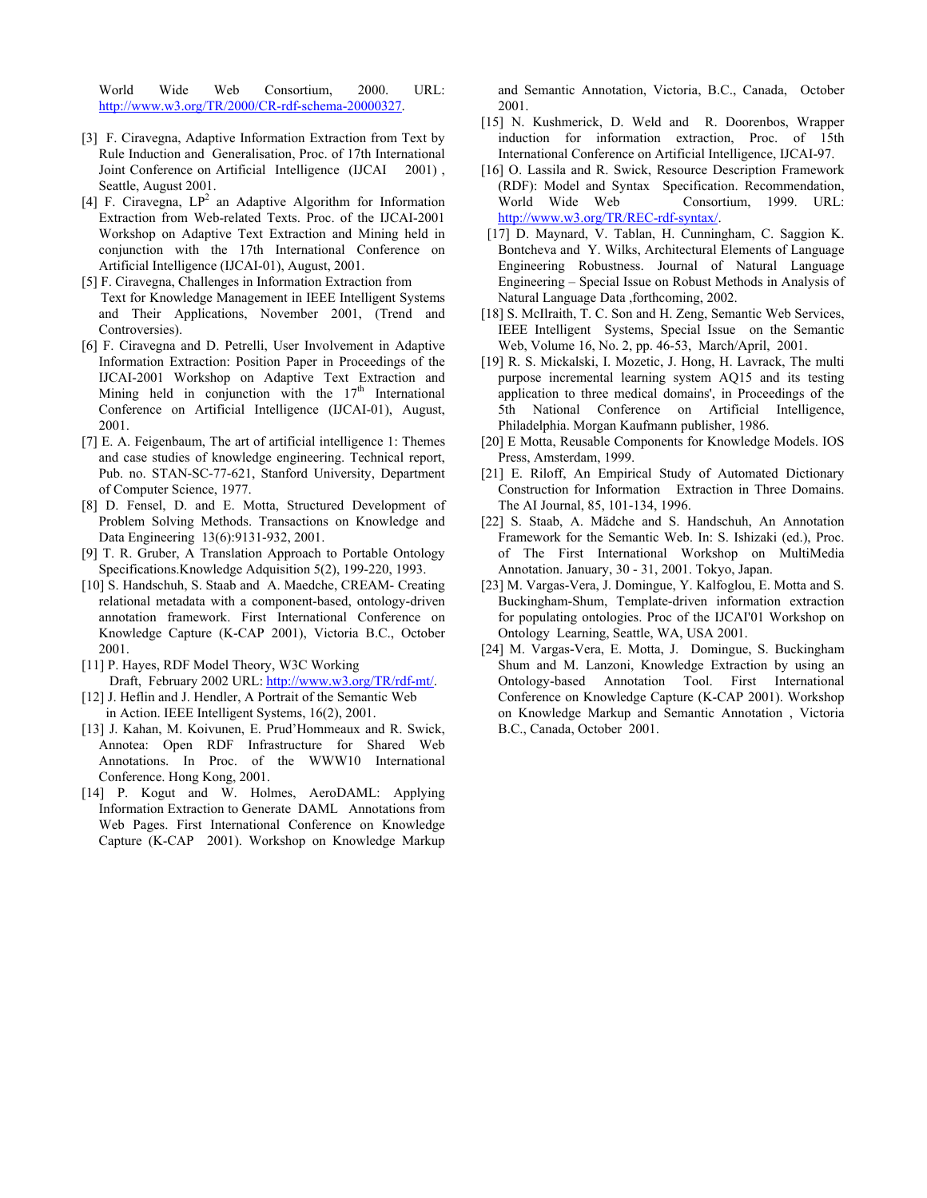World Wide Web Consortium, 2000. URL: http://www.w3.org/TR/2000/CR-rdf-schema-20000327.

[3] F. Ciravegna, Adaptive Information Extraction from Text by Rule Induction and Generalisation, Proc. of 17th International Joint Conference on Artificial Intelligence (IJCAI 2001), Seattle, August 2001.

[4] F. Ciravegna, $LP^2$ an Adaptive Algorithm for Information Extraction from Web-related Texts. Proc. of the IJCAI-2001 Workshop on Adaptive Text Extraction and Mining held in conjunction with the 17th International Conference on Artificial Intelligence (IJCAI-01), August, 2001.

[5] F. Ciravegna, Challenges in Information Extraction from Text for Knowledge Management in IEEE Intelligent Systems and Their Applications, November 2001, (Trend and Controversies).

[6] F. Ciravegna and D. Petrelli, User Involvement in Adaptive Information Extraction: Position Paper in Proceedings of the IJCAI-2001 Workshop on Adaptive Text Extraction and Mining held in conjunction with the 17th International Conference on Artificial Intelligence (IJCAI-01), August, 2001.

[7] E. A. Feigenbaum, The art of artificial intelligence 1: Themes and case studies of knowledge engineering. Technical report, Pub. no. STAN-SC-77-621, Stanford University, Department of Computer Science, 1977.

[8] D. Fensel, D. and E. Motta, Structured Development of Problem Solving Methods. Transactions on Knowledge and Data Engineering 13(6):9131-932, 2001.

[9] T. R. Gruber, A Translation Approach to Portable Ontology Specifications.Knowledge Adquisition 5(2), 199-220, 1993.

[10] S. Handschuh, S. Staab and A. Maedche, CREAM- Creating relational metadata with a component-based, ontology-driven annotation framework. First International Conference on Knowledge Capture (K-CAP 2001), Victoria B.C., October 2001.

[11] P. Hayes, RDF Model Theory, W3C Working Draft, February 2002 URL: http://www.w3.org/TR/rdf-mt/.

[12] J. Heflin and J. Hendler, A Portrait of the Semantic Web in Action. IEEE Intelligent Systems, 16(2), 2001.

[13] J. Kahan, M. Koivunen, E. Prud'Hommeaux and R. Swick, Annotea: Open RDF Infrastructure for Shared Web Annotations. In Proc. of the WWW10 International Conference. Hong Kong, 2001.

[14] P. Kogut and W. Holmes, AeroDAML: Applying Information Extraction to Generate DAML Annotations from Web Pages. First International Conference on Knowledge Capture (K-CAP 2001). Workshop on Knowledge Markup and Semantic Annotation, Victoria, B.C., Canada, October 2001.

[15] N. Kushmerick, D. Weld and R. Doorenbos, Wrapper induction for information extraction, Proc. of 15th International Conference on Artificial Intelligence, IJCAI-97.

[16] O. Lassila and R. Swick, Resource Description Framework (RDF): Model and Syntax Specification. Recommendation, World Wide Web Consortium, 1999. URL: http://www.w3.org/TR/REC-rdf-syntax/.

[17] D. Maynard, V. Tablan, H. Cunningham, C. Saggion K. Bontcheva and Y. Wilks, Architectural Elements of Language Engineering Robustness. Journal of Natural Language Engineering – Special Issue on Robust Methods in Analysis of Natural Language Data ,forthcoming, 2002.

[18] S. McIlraith, T. C. Son and H. Zeng, Semantic Web Services, IEEE Intelligent Systems, Special Issue on the Semantic Web, Volume 16, No. 2, pp. 46-53, March/April, 2001.

[19] R. S. Mickalski, I. Mozetic, J. Hong, H. Lavrack, The multi purpose incremental learning system AQ15 and its testing application to three medical domains', in Proceedings of the 5th National Conference on Artificial Intelligence, Philadelphia. Morgan Kaufmann publisher, 1986.

[20] E Motta, Reusable Components for Knowledge Models. IOS Press, Amsterdam, 1999.

[21] E. Riloff, An Empirical Study of Automated Dictionary Construction for Information Extraction in Three Domains. The AI Journal, 85, 101-134, 1996.

[22] S. Staab, A. Mädche and S. Handschuh, An Annotation Framework for the Semantic Web. In: S. Ishizaki (ed.), Proc. of The First International Workshop on MultiMedia Annotation. January, 30 - 31, 2001. Tokyo, Japan.

[23] M. Vargas-Vera, J. Domingue, Y. Kalfoglou, E. Motta and S. Buckingham-Shum, Template-driven information extraction for populating ontologies. Proc of the IJCAI'01 Workshop on Ontology Learning, Seattle, WA, USA 2001.

[24] M. Vargas-Vera, E. Motta, J. Domingue, S. Buckingham Shum and M. Lanzoni, Knowledge Extraction by using an Ontology-based Annotation Tool. First International Conference on Knowledge Capture (K-CAP 2001). Workshop on Knowledge Markup and Semantic Annotation , Victoria B.C., Canada, October 2001.